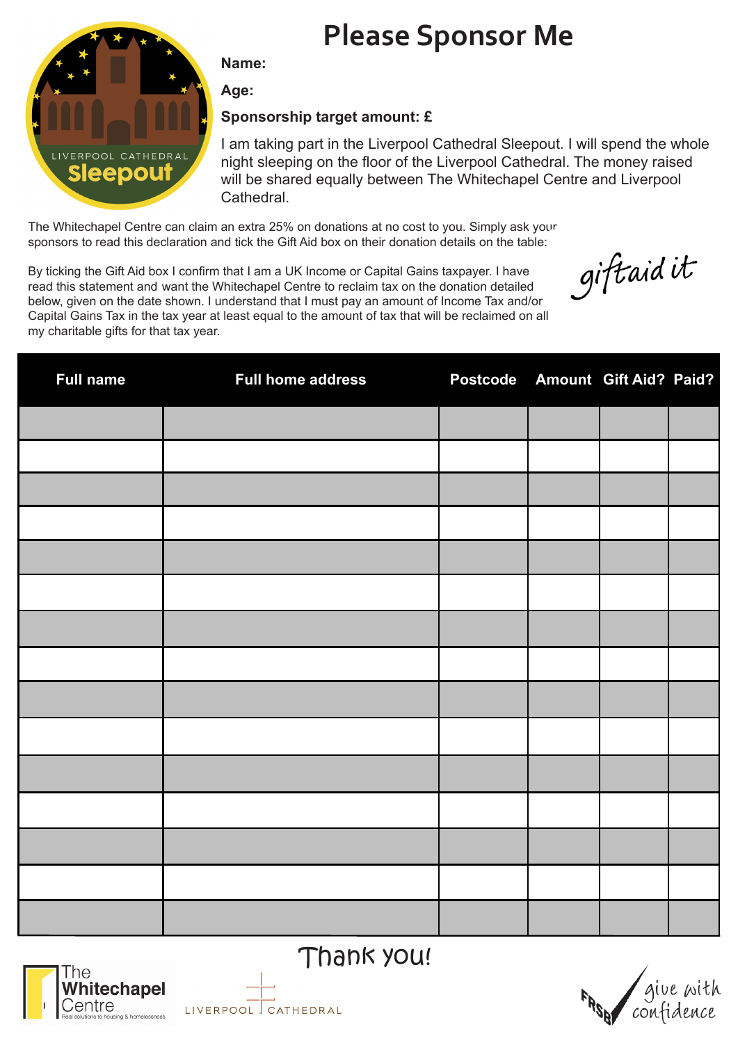LIVERPOOL CATHEDRAL
Sleepout

# Please Sponsor Me

**Name:**

**Age:**

**Sponsorship target amount: £**

I am taking part in the Liverpool Cathedral Sleepout. I will spend the whole night sleeping on the floor of the Liverpool Cathedral. The money raised will be shared equally between The Whitechapel Centre and Liverpool Cathedral.

The Whitechapel Centre can claim an extra 25% on donations at no cost to you. Simply ask your sponsors to read this declaration and tick the Gift Aid box on their donation details on the table:

By ticking the Gift Aid box I confirm that I am a UK Income or Capital Gains taxpayer. I have read this statement and want the Whitechapel Centre to reclaim tax on the donation detailed below, given on the date shown. I understand that I must pay an amount of Income Tax and/or Capital Gains Tax in the tax year at least equal to the amount of tax that will be reclaimed on all my charitable gifts for that tax year.

giftaid it

| Full name | Full home address | Postcode | Amount | Gift Aid? | Paid? |
|---|---|---|---|---|---|
| | | | | | |
| | | | | | |
| | | | | | |
| | | | | | |
| | | | | | |
| | | | | | |
| | | | | | |
| | | | | | |
| | | | | | |
| | | | | | |
| | | | | | |
| | | | | | |
| | | | | | |
| | | | | | |
| | | | | | |

Thank you!

The Whitechapel Centre
Real solutions to housing & homelessness

LIVERPOOL CATHEDRAL

FRSB give with confidence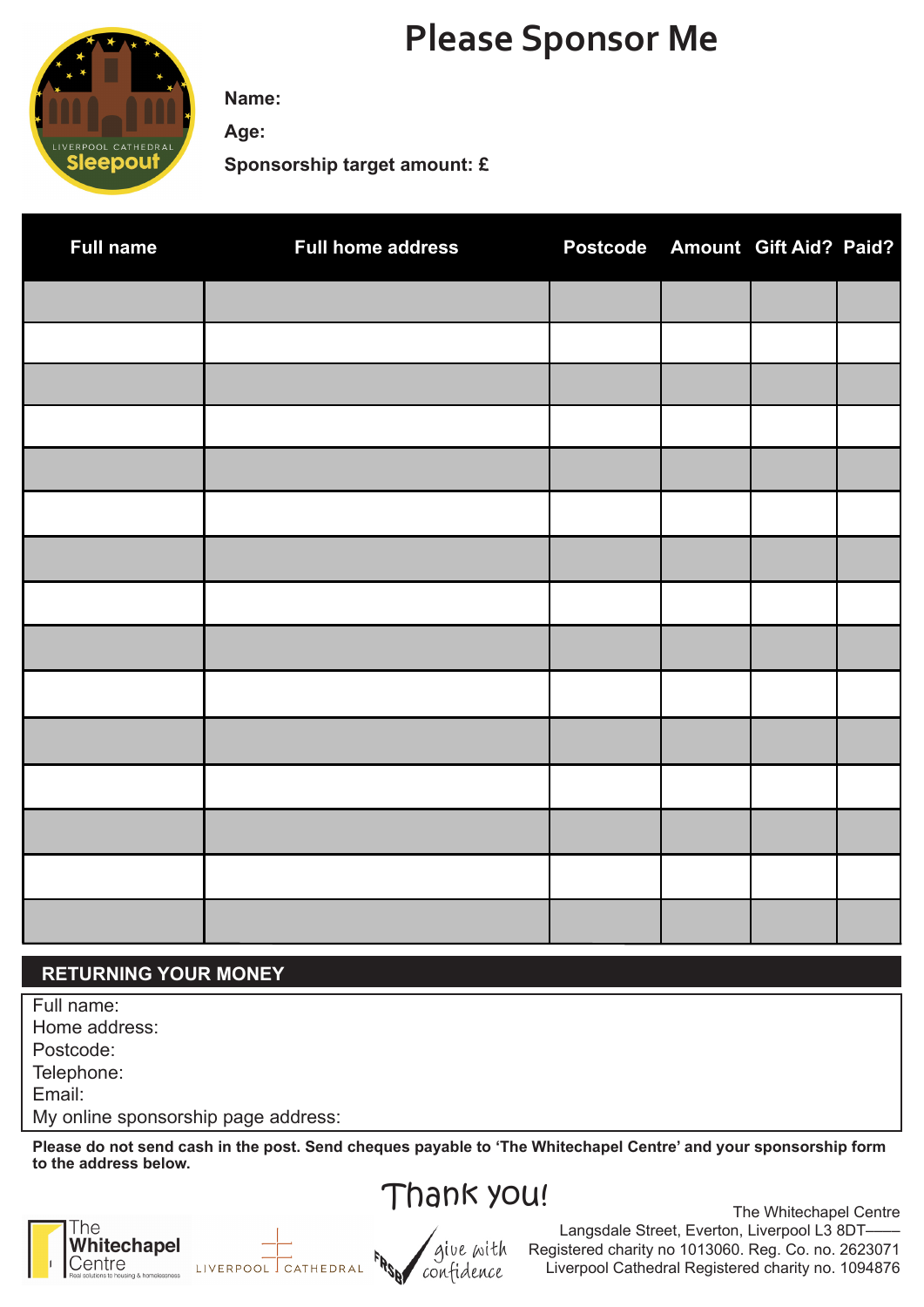# Please Sponsor Me

**Name:**

**Age:**

**Sponsorship target amount: £**

| Full name | Full home address | Postcode | Amount | Gift Aid? | Paid? |
|---|---|---|---|---|---|
| | | | | | |
| | | | | | |
| | | | | | |
| | | | | | |
| | | | | | |
| | | | | | |
| | | | | | |
| | | | | | |
| | | | | | |
| | | | | | |
| | | | | | |
| | | | | | |
| | | | | | |
| | | | | | |
| | | | | | |

## RETURNING YOUR MONEY

Full name:
Home address:
Postcode:
Telephone:
Email:
My online sponsorship page address:

**Please do not send cash in the post. Send cheques payable to 'The Whitechapel Centre' and your sponsorship form to the address below.**

Thank you!

The Whitechapel Centre
Langsdale Street, Everton, Liverpool L3 8DT
Registered charity no 1013060. Reg. Co. no. 2623071
Liverpool Cathedral Registered charity no. 1094876